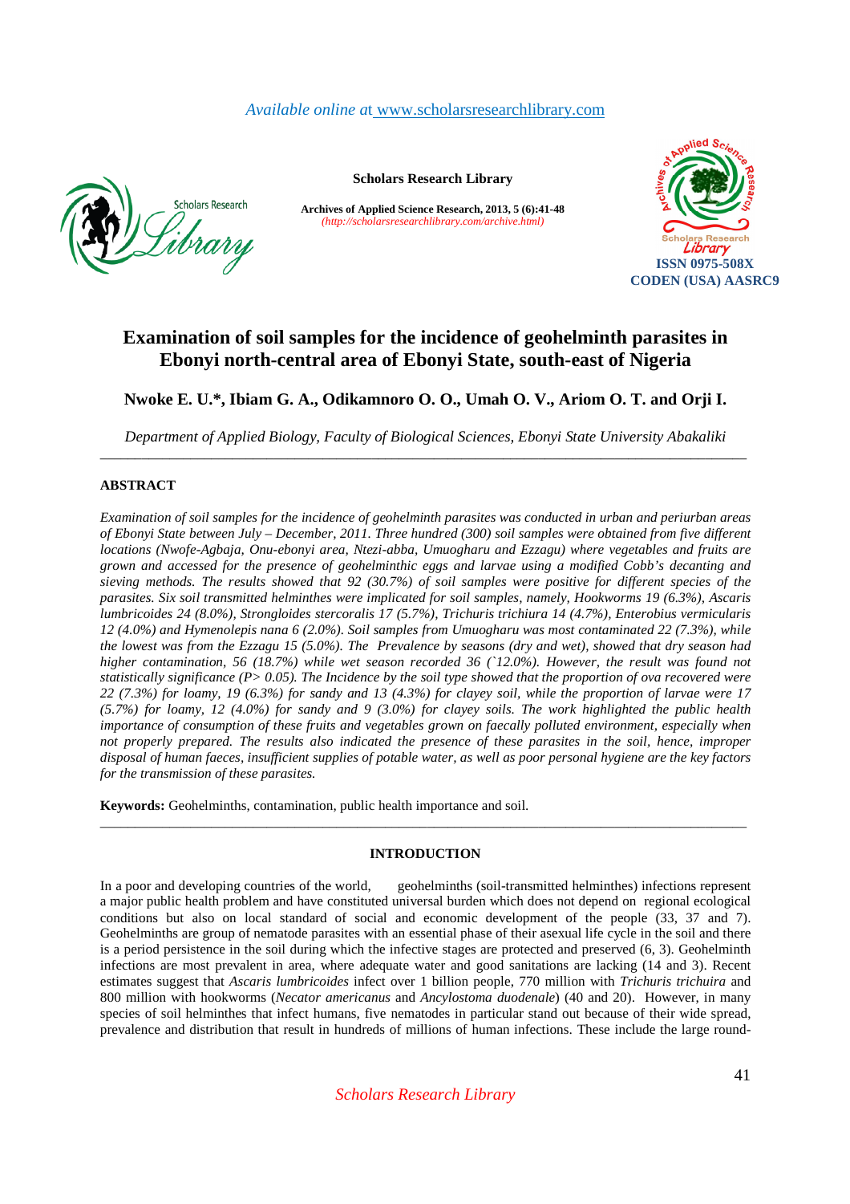*Available online at* www.scholarsresearchlibrary.com

**Scholars Research Library**

**Archives of Applied Science Research, 2013, 5 (6):41-48**
*(http://scholarsresearchlibrary.com/archive.html)*

**ISSN 0975-508X**
**CODEN (USA) AASRC9**

# Examination of soil samples for the incidence of geohelminth parasites in Ebonyi north-central area of Ebonyi State, south-east of Nigeria

**Nwoke E. U.\*, Ibiam G. A., Odikamnoro O. O., Umah O. V., Ariom O. T. and Orji I.**

*Department of Applied Biology, Faculty of Biological Sciences, Ebonyi State University Abakaliki*

---

## ABSTRACT

*Examination of soil samples for the incidence of geohelminth parasites was conducted in urban and periurban areas of Ebonyi State between July – December, 2011. Three hundred (300) soil samples were obtained from five different locations (Nwofe-Agbaja, Onu-ebonyi area, Ntezi-abba, Umuogharu and Ezzagu) where vegetables and fruits are grown and accessed for the presence of geohelminthic eggs and larvae using a modified Cobb's decanting and sieving methods. The results showed that 92 (30.7%) of soil samples were positive for different species of the parasites. Six soil transmitted helminthes were implicated for soil samples, namely, Hookworms 19 (6.3%), Ascaris lumbricoides 24 (8.0%), Strongloides stercoralis 17 (5.7%), Trichuris trichiura 14 (4.7%), Enterobius vermicularis 12 (4.0%) and Hymenolepis nana 6 (2.0%). Soil samples from Umuogharu was most contaminated 22 (7.3%), while the lowest was from the Ezzagu 15 (5.0%). The Prevalence by seasons (dry and wet), showed that dry season had higher contamination, 56 (18.7%) while wet season recorded 36 (`12.0%). However, the result was found not statistically significance (P> 0.05). The Incidence by the soil type showed that the proportion of ova recovered were 22 (7.3%) for loamy, 19 (6.3%) for sandy and 13 (4.3%) for clayey soil, while the proportion of larvae were 17 (5.7%) for loamy, 12 (4.0%) for sandy and 9 (3.0%) for clayey soils. The work highlighted the public health importance of consumption of these fruits and vegetables grown on faecally polluted environment, especially when not properly prepared. The results also indicated the presence of these parasites in the soil, hence, improper disposal of human faeces, insufficient supplies of potable water, as well as poor personal hygiene are the key factors for the transmission of these parasites.*

**Keywords:** Geohelminths, contamination, public health importance and soil.

---

## INTRODUCTION

In a poor and developing countries of the world, geohelminths (soil-transmitted helminthes) infections represent a major public health problem and have constituted universal burden which does not depend on regional ecological conditions but also on local standard of social and economic development of the people (33, 37 and 7). Geohelminths are group of nematode parasites with an essential phase of their asexual life cycle in the soil and there is a period persistence in the soil during which the infective stages are protected and preserved (6, 3). Geohelminth infections are most prevalent in area, where adequate water and good sanitations are lacking (14 and 3). Recent estimates suggest that *Ascaris lumbricoides* infect over 1 billion people, 770 million with *Trichuris trichuira* and 800 million with hookworms (*Necator americanus* and *Ancylostoma duodenale*) (40 and 20). However, in many species of soil helminthes that infect humans, five nematodes in particular stand out because of their wide spread, prevalence and distribution that result in hundreds of millions of human infections. These include the large round-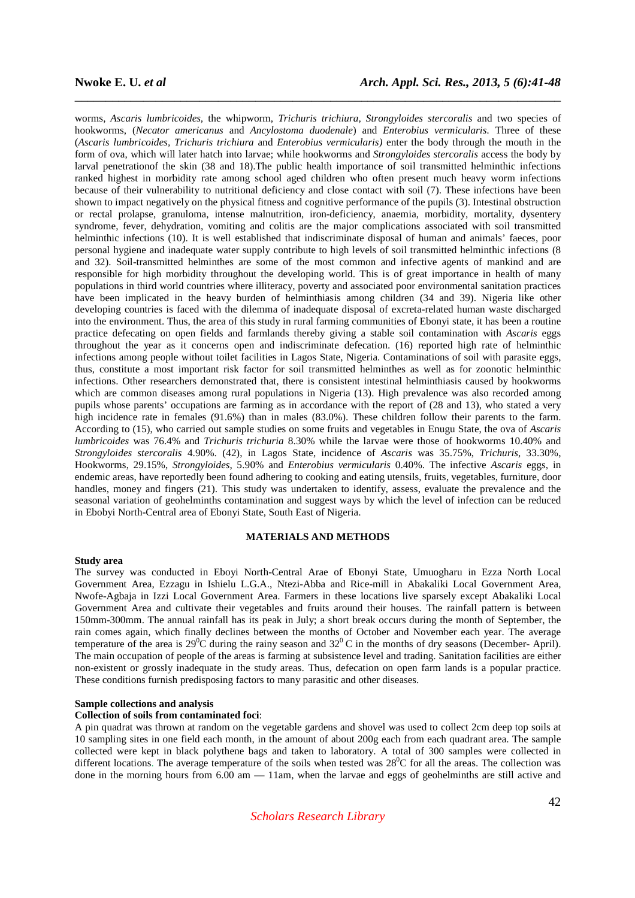worms, *Ascaris lumbricoides*, the whipworm, *Trichuris trichiura, Strongyloides stercoralis* and two species of hookworms, (*Necator americanus* and *Ancylostoma duodenale*) and *Enterobius vermicularis*. Three of these (*Ascaris lumbricoides*, *Trichuris trichiura* and *Enterobius vermicularis)* enter the body through the mouth in the form of ova, which will later hatch into larvae; while hookworms and *Strongyloides stercoralis* access the body by larval penetrationof the skin (38 and 18).The public health importance of soil transmitted helminthic infections ranked highest in morbidity rate among school aged children who often present much heavy worm infections because of their vulnerability to nutritional deficiency and close contact with soil (7). These infections have been shown to impact negatively on the physical fitness and cognitive performance of the pupils (3). Intestinal obstruction or rectal prolapse, granuloma, intense malnutrition, iron-deficiency, anaemia, morbidity, mortality, dysentery syndrome, fever, dehydration, vomiting and colitis are the major complications associated with soil transmitted helminthic infections (10). It is well established that indiscriminate disposal of human and animals' faeces, poor personal hygiene and inadequate water supply contribute to high levels of soil transmitted helminthic infections (8 and 32). Soil-transmitted helminthes are some of the most common and infective agents of mankind and are responsible for high morbidity throughout the developing world. This is of great importance in health of many populations in third world countries where illiteracy, poverty and associated poor environmental sanitation practices have been implicated in the heavy burden of helminthiasis among children (34 and 39). Nigeria like other developing countries is faced with the dilemma of inadequate disposal of excreta-related human waste discharged into the environment. Thus, the area of this study in rural farming communities of Ebonyi state, it has been a routine practice defecating on open fields and farmlands thereby giving a stable soil contamination with *Ascaris* eggs throughout the year as it concerns open and indiscriminate defecation. (16) reported high rate of helminthic infections among people without toilet facilities in Lagos State, Nigeria. Contaminations of soil with parasite eggs, thus, constitute a most important risk factor for soil transmitted helminthes as well as for zoonotic helminthic infections. Other researchers demonstrated that, there is consistent intestinal helminthiasis caused by hookworms which are common diseases among rural populations in Nigeria (13). High prevalence was also recorded among pupils whose parents' occupations are farming as in accordance with the report of (28 and 13), who stated a very high incidence rate in females (91.6%) than in males (83.0%). These children follow their parents to the farm. According to (15), who carried out sample studies on some fruits and vegetables in Enugu State, the ova of *Ascaris lumbricoides* was 76.4% and *Trichuris trichuria* 8.30% while the larvae were those of hookworms 10.40% and *Strongyloides stercoralis* 4.90%. (42), in Lagos State, incidence of *Ascaris* was 35.75%, *Trichuris*, 33.30%, Hookworms, 29.15%, *Strongyloides*, 5.90% and *Enterobius vermicularis* 0.40%. The infective *Ascaris* eggs, in endemic areas, have reportedly been found adhering to cooking and eating utensils, fruits, vegetables, furniture, door handles, money and fingers (21). This study was undertaken to identify, assess, evaluate the prevalence and the seasonal variation of geohelminths contamination and suggest ways by which the level of infection can be reduced in Ebobyi North-Central area of Ebonyi State, South East of Nigeria.

## MATERIALS AND METHODS

### Study area

The survey was conducted in Eboyi North-Central Arae of Ebonyi State, Umuogharu in Ezza North Local Government Area, Ezzagu in Ishielu L.G.A., Ntezi-Abba and Rice-mill in Abakaliki Local Government Area, Nwofe-Agbaja in Izzi Local Government Area. Farmers in these locations live sparsely except Abakaliki Local Government Area and cultivate their vegetables and fruits around their houses. The rainfall pattern is between 150mm-300mm. The annual rainfall has its peak in July; a short break occurs during the month of September, the rain comes again, which finally declines between the months of October and November each year. The average temperature of the area is $29^0$C during the rainy season and $32^0$ C in the months of dry seasons (December- April). The main occupation of people of the areas is farming at subsistence level and trading. Sanitation facilities are either non-existent or grossly inadequate in the study areas. Thus, defecation on open farm lands is a popular practice. These conditions furnish predisposing factors to many parasitic and other diseases.

### Sample collections and analysis

**Collection of soils from contaminated foci**:

A pin quadrat was thrown at random on the vegetable gardens and shovel was used to collect 2cm deep top soils at 10 sampling sites in one field each month, in the amount of about 200g each from each quadrant area. The sample collected were kept in black polythene bags and taken to laboratory. A total of 300 samples were collected in different locations. The average temperature of the soils when tested was $28^0$C for all the areas. The collection was done in the morning hours from 6.00 am — 11am, when the larvae and eggs of geohelminths are still active and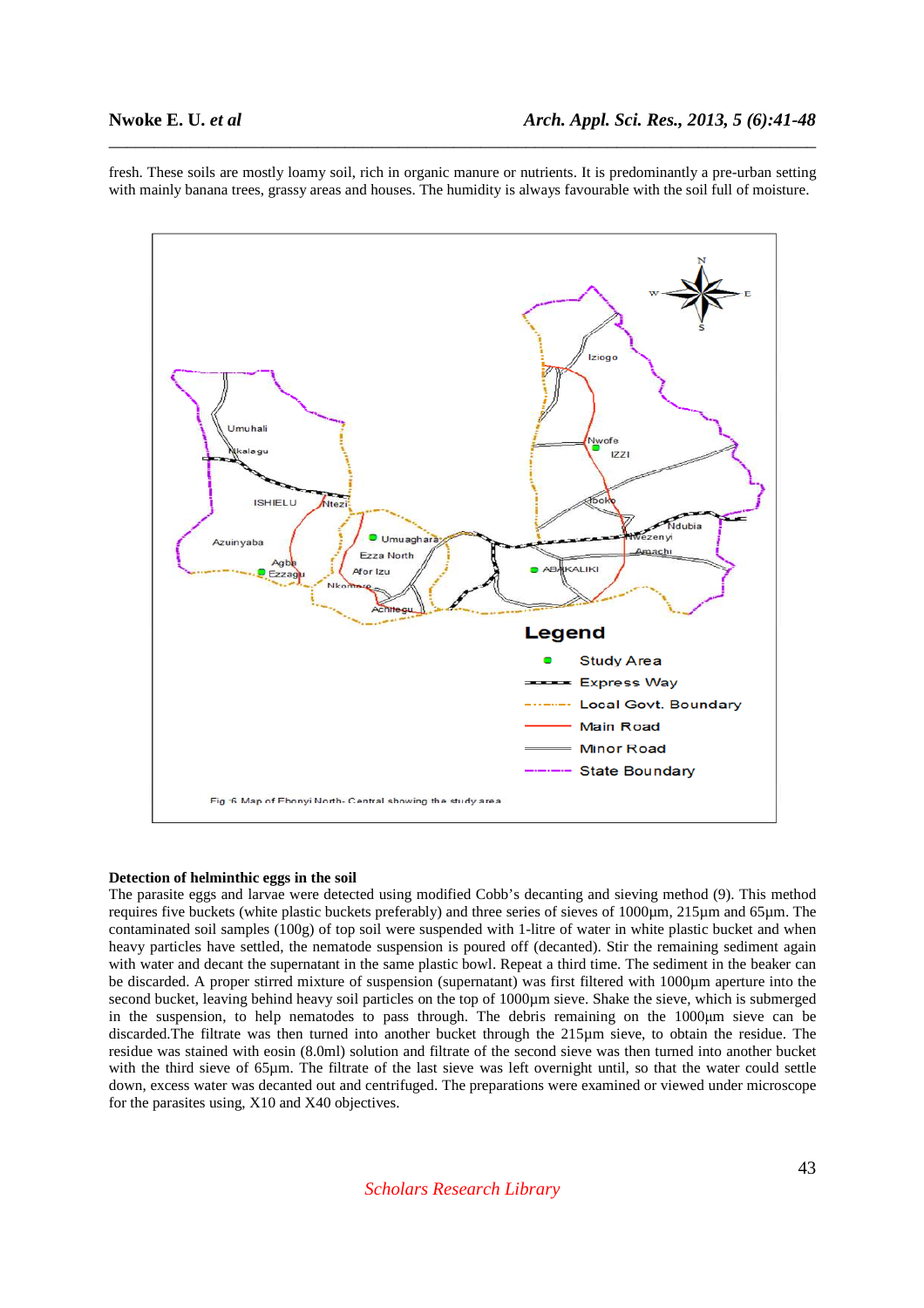fresh. These soils are mostly loamy soil, rich in organic manure or nutrients. It is predominantly a pre-urban setting with mainly banana trees, grassy areas and houses. The humidity is always favourable with the soil full of moisture.

Fig :6 Map of Ebonyi North- Central showing the study area

**Detection of helminthic eggs in the soil**

The parasite eggs and larvae were detected using modified Cobb's decanting and sieving method (9). This method requires five buckets (white plastic buckets preferably) and three series of sieves of 1000µm, 215µm and 65µm. The contaminated soil samples (100g) of top soil were suspended with 1-litre of water in white plastic bucket and when heavy particles have settled, the nematode suspension is poured off (decanted). Stir the remaining sediment again with water and decant the supernatant in the same plastic bowl. Repeat a third time. The sediment in the beaker can be discarded. A proper stirred mixture of suspension (supernatant) was first filtered with 1000µm aperture into the second bucket, leaving behind heavy soil particles on the top of 1000µm sieve. Shake the sieve, which is submerged in the suspension, to help nematodes to pass through. The debris remaining on the 1000µm sieve can be discarded.The filtrate was then turned into another bucket through the 215µm sieve, to obtain the residue. The residue was stained with eosin (8.0ml) solution and filtrate of the second sieve was then turned into another bucket with the third sieve of 65µm. The filtrate of the last sieve was left overnight until, so that the water could settle down, excess water was decanted out and centrifuged. The preparations were examined or viewed under microscope for the parasites using, X10 and X40 objectives.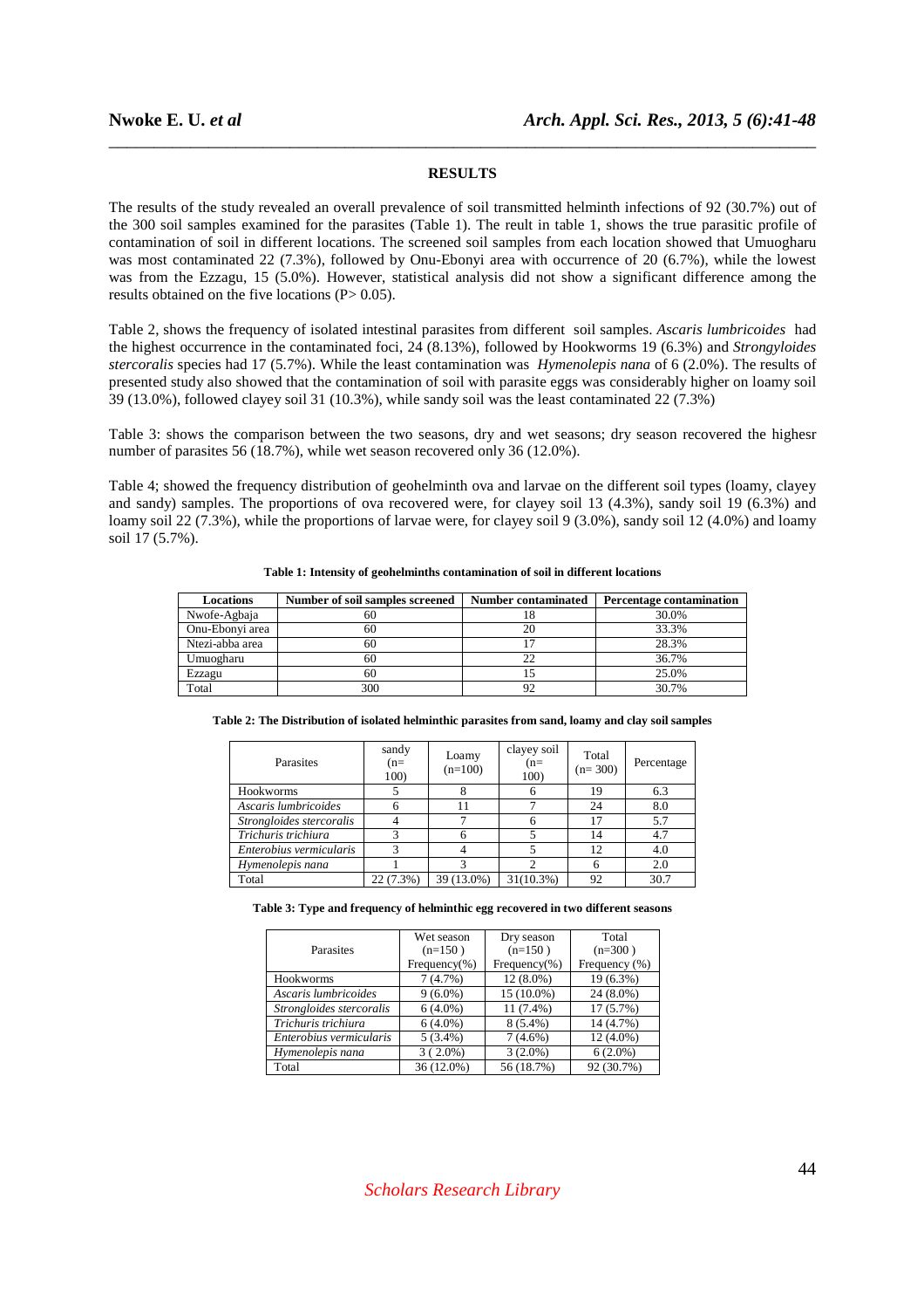## RESULTS

The results of the study revealed an overall prevalence of soil transmitted helminth infections of 92 (30.7%) out of the 300 soil samples examined for the parasites (Table 1). The reult in table 1, shows the true parasitic profile of contamination of soil in different locations. The screened soil samples from each location showed that Umuogharu was most contaminated 22 (7.3%), followed by Onu-Ebonyi area with occurrence of 20 (6.7%), while the lowest was from the Ezzagu, 15 (5.0%). However, statistical analysis did not show a significant difference among the results obtained on the five locations (P> 0.05).

Table 2, shows the frequency of isolated intestinal parasites from different soil samples. *Ascaris lumbricoides* had the highest occurrence in the contaminated foci, 24 (8.13%), followed by Hookworms 19 (6.3%) and *Strongyloides stercoralis* species had 17 (5.7%). While the least contamination was *Hymenolepis nana* of 6 (2.0%). The results of presented study also showed that the contamination of soil with parasite eggs was considerably higher on loamy soil 39 (13.0%), followed clayey soil 31 (10.3%), while sandy soil was the least contaminated 22 (7.3%)

Table 3: shows the comparison between the two seasons, dry and wet seasons; dry season recovered the highesr number of parasites 56 (18.7%), while wet season recovered only 36 (12.0%).

Table 4; showed the frequency distribution of geohelminth ova and larvae on the different soil types (loamy, clayey and sandy) samples. The proportions of ova recovered were, for clayey soil 13 (4.3%), sandy soil 19 (6.3%) and loamy soil 22 (7.3%), while the proportions of larvae were, for clayey soil 9 (3.0%), sandy soil 12 (4.0%) and loamy soil 17 (5.7%).

**Table 1: Intensity of geohelminths contamination of soil in different locations**

| Locations | Number of soil samples screened | Number contaminated | Percentage contamination |
|---|---|---|---|
| Nwofe-Agbaja | 60 | 18 | 30.0% |
| Onu-Ebonyi area | 60 | 20 | 33.3% |
| Ntezi-abba area | 60 | 17 | 28.3% |
| Umuogharu | 60 | 22 | 36.7% |
| Ezzagu | 60 | 15 | 25.0% |
| Total | 300 | 92 | 30.7% |

**Table 2: The Distribution of isolated helminthic parasites from sand, loamy and clay soil samples**

| Parasites | sandy (n= 100) | Loamy (n=100) | clayey soil (n= 100) | Total (n= 300) | Percentage |
|---|---|---|---|---|---|
| Hookworms | 5 | 8 | 6 | 19 | 6.3 |
| *Ascaris lumbricoides* | 6 | 11 | 7 | 24 | 8.0 |
| *Strongloides stercoralis* | 4 | 7 | 6 | 17 | 5.7 |
| *Trichuris trichiura* | 3 | 6 | 5 | 14 | 4.7 |
| *Enterobius vermicularis* | 3 | 4 | 5 | 12 | 4.0 |
| *Hymenolepis nana* | 1 | 3 | 2 | 6 | 2.0 |
| Total | 22 (7.3%) | 39 (13.0%) | 31(10.3%) | 92 | 30.7 |

**Table 3: Type and frequency of helminthic egg recovered in two different seasons**

| Parasites | Wet season (n=150 ) Frequency(%) | Dry season (n=150 ) Frequency(%) | Total (n=300 ) Frequency (%) |
|---|---|---|---|
| Hookworms | 7 (4.7%) | 12 (8.0%) | 19 (6.3%) |
| *Ascaris lumbricoides* | 9 (6.0%) | 15 (10.0%) | 24 (8.0%) |
| *Strongloides stercoralis* | 6 (4.0%) | 11 (7.4%) | 17 (5.7%) |
| *Trichuris trichiura* | 6 (4.0%) | 8 (5.4%) | 14 (4.7%) |
| *Enterobius vermicularis* | 5 (3.4%) | 7 (4.6%) | 12 (4.0%) |
| *Hymenolepis nana* | 3 ( 2.0%) | 3 (2.0%) | 6 (2.0%) |
| Total | 36 (12.0%) | 56 (18.7%) | 92 (30.7%) |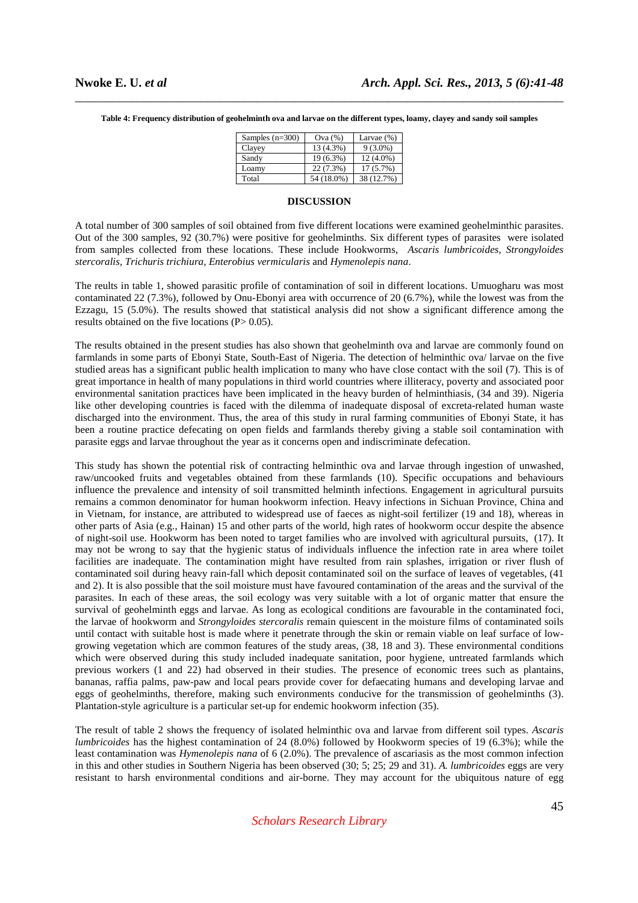**Table 4: Frequency distribution of geohelminth ova and larvae on the different types, loamy, clayey and sandy soil samples**

| Samples (n=300) | Ova (%) | Larvae (%) |
|---|---|---|
| Clayey | 13 (4.3%) | 9 (3.0%) |
| Sandy | 19 (6.3%) | 12 (4.0%) |
| Loamy | 22 (7.3%) | 17 (5.7%) |
| Total | 54 (18.0%) | 38 (12.7%) |

## DISCUSSION

A total number of 300 samples of soil obtained from five different locations were examined geohelminthic parasites. Out of the 300 samples, 92 (30.7%) were positive for geohelminths. Six different types of parasites were isolated from samples collected from these locations. These include Hookworms, *Ascaris lumbricoides*, *Strongyloides stercoralis*, *Trichuris trichiura*, *Enterobius vermicularis* and *Hymenolepis nana*.

The reults in table 1, showed parasitic profile of contamination of soil in different locations. Umuogharu was most contaminated 22 (7.3%), followed by Onu-Ebonyi area with occurrence of 20 (6.7%), while the lowest was from the Ezzagu, 15 (5.0%). The results showed that statistical analysis did not show a significant difference among the results obtained on the five locations (P> 0.05).

The results obtained in the present studies has also shown that geohelminth ova and larvae are commonly found on farmlands in some parts of Ebonyi State, South-East of Nigeria. The detection of helminthic ova/ larvae on the five studied areas has a significant public health implication to many who have close contact with the soil (7). This is of great importance in health of many populations in third world countries where illiteracy, poverty and associated poor environmental sanitation practices have been implicated in the heavy burden of helminthiasis, (34 and 39). Nigeria like other developing countries is faced with the dilemma of inadequate disposal of excreta-related human waste discharged into the environment. Thus, the area of this study in rural farming communities of Ebonyi State, it has been a routine practice defecating on open fields and farmlands thereby giving a stable soil contamination with parasite eggs and larvae throughout the year as it concerns open and indiscriminate defecation.

This study has shown the potential risk of contracting helminthic ova and larvae through ingestion of unwashed, raw/uncooked fruits and vegetables obtained from these farmlands (10). Specific occupations and behaviours influence the prevalence and intensity of soil transmitted helminth infections. Engagement in agricultural pursuits remains a common denominator for human hookworm infection. Heavy infections in Sichuan Province, China and in Vietnam, for instance, are attributed to widespread use of faeces as night-soil fertilizer (19 and 18), whereas in other parts of Asia (e.g., Hainan) 15 and other parts of the world, high rates of hookworm occur despite the absence of night-soil use. Hookworm has been noted to target families who are involved with agricultural pursuits, (17). It may not be wrong to say that the hygienic status of individuals influence the infection rate in area where toilet facilities are inadequate. The contamination might have resulted from rain splashes, irrigation or river flush of contaminated soil during heavy rain-fall which deposit contaminated soil on the surface of leaves of vegetables, (41 and 2). It is also possible that the soil moisture must have favoured contamination of the areas and the survival of the parasites. In each of these areas, the soil ecology was very suitable with a lot of organic matter that ensure the survival of geohelminth eggs and larvae. As long as ecological conditions are favourable in the contaminated foci, the larvae of hookworm and *Strongyloides stercoralis* remain quiescent in the moisture films of contaminated soils until contact with suitable host is made where it penetrate through the skin or remain viable on leaf surface of low-growing vegetation which are common features of the study areas, (38, 18 and 3). These environmental conditions which were observed during this study included inadequate sanitation, poor hygiene, untreated farmlands which previous workers (1 and 22) had observed in their studies. The presence of economic trees such as plantains, bananas, raffia palms, paw-paw and local pears provide cover for defaecating humans and developing larvae and eggs of geohelminths, therefore, making such environments conducive for the transmission of geohelminths (3). Plantation-style agriculture is a particular set-up for endemic hookworm infection (35).

The result of table 2 shows the frequency of isolated helminthic ova and larvae from different soil types. *Ascaris lumbricoides* has the highest contamination of 24 (8.0%) followed by Hookworm species of 19 (6.3%); while the least contamination was *Hymenolepis nana* of 6 (2.0%). The prevalence of ascariasis as the most common infection in this and other studies in Southern Nigeria has been observed (30; 5; 25; 29 and 31). *A. lumbricoides* eggs are very resistant to harsh environmental conditions and air-borne. They may account for the ubiquitous nature of egg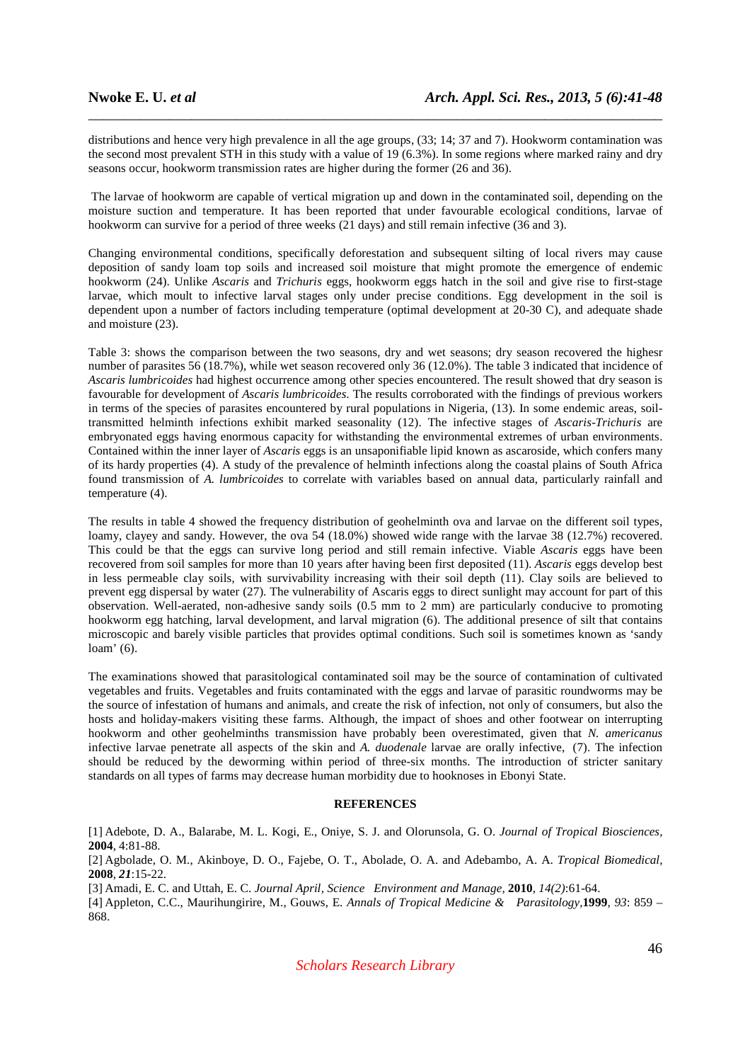distributions and hence very high prevalence in all the age groups, (33; 14; 37 and 7). Hookworm contamination was the second most prevalent STH in this study with a value of 19 (6.3%). In some regions where marked rainy and dry seasons occur, hookworm transmission rates are higher during the former (26 and 36).

The larvae of hookworm are capable of vertical migration up and down in the contaminated soil, depending on the moisture suction and temperature. It has been reported that under favourable ecological conditions, larvae of hookworm can survive for a period of three weeks (21 days) and still remain infective (36 and 3).

Changing environmental conditions, specifically deforestation and subsequent silting of local rivers may cause deposition of sandy loam top soils and increased soil moisture that might promote the emergence of endemic hookworm (24). Unlike *Ascaris* and *Trichuris* eggs, hookworm eggs hatch in the soil and give rise to first-stage larvae, which moult to infective larval stages only under precise conditions. Egg development in the soil is dependent upon a number of factors including temperature (optimal development at 20-30 C), and adequate shade and moisture (23).

Table 3: shows the comparison between the two seasons, dry and wet seasons; dry season recovered the highesr number of parasites 56 (18.7%), while wet season recovered only 36 (12.0%). The table 3 indicated that incidence of *Ascaris lumbricoides* had highest occurrence among other species encountered. The result showed that dry season is favourable for development of *Ascaris lumbricoides*. The results corroborated with the findings of previous workers in terms of the species of parasites encountered by rural populations in Nigeria, (13). In some endemic areas, soil-transmitted helminth infections exhibit marked seasonality (12). The infective stages of *Ascaris-Trichuris* are embryonated eggs having enormous capacity for withstanding the environmental extremes of urban environments. Contained within the inner layer of *Ascaris* eggs is an unsaponifiable lipid known as ascaroside, which confers many of its hardy properties (4). A study of the prevalence of helminth infections along the coastal plains of South Africa found transmission of *A. lumbricoides* to correlate with variables based on annual data, particularly rainfall and temperature (4).

The results in table 4 showed the frequency distribution of geohelminth ova and larvae on the different soil types, loamy, clayey and sandy. However, the ova 54 (18.0%) showed wide range with the larvae 38 (12.7%) recovered. This could be that the eggs can survive long period and still remain infective. Viable *Ascaris* eggs have been recovered from soil samples for more than 10 years after having been first deposited (11). *Ascaris* eggs develop best in less permeable clay soils, with survivability increasing with their soil depth (11). Clay soils are believed to prevent egg dispersal by water (27). The vulnerability of Ascaris eggs to direct sunlight may account for part of this observation. Well-aerated, non-adhesive sandy soils (0.5 mm to 2 mm) are particularly conducive to promoting hookworm egg hatching, larval development, and larval migration (6). The additional presence of silt that contains microscopic and barely visible particles that provides optimal conditions. Such soil is sometimes known as 'sandy loam' (6).

The examinations showed that parasitological contaminated soil may be the source of contamination of cultivated vegetables and fruits. Vegetables and fruits contaminated with the eggs and larvae of parasitic roundworms may be the source of infestation of humans and animals, and create the risk of infection, not only of consumers, but also the hosts and holiday-makers visiting these farms. Although, the impact of shoes and other footwear on interrupting hookworm and other geohelminths transmission have probably been overestimated, given that *N. americanus* infective larvae penetrate all aspects of the skin and *A. duodenale* larvae are orally infective, (7). The infection should be reduced by the deworming within period of three-six months. The introduction of stricter sanitary standards on all types of farms may decrease human morbidity due to hooknoses in Ebonyi State.

## REFERENCES

[1] Adebote, D. A., Balarabe, M. L. Kogi, E., Oniye, S. J. and Olorunsola, G. O. *Journal of Tropical Biosciences*, **2004**, 4:81-88.

[2] Agbolade, O. M., Akinboye, D. O., Fajebe, O. T., Abolade, O. A. and Adebambo, A. A. *Tropical Biomedical*, **2008**, *21*:15-22.

[3] Amadi, E. C. and Uttah, E. C. *Journal April, Science Environment and Manage*, **2010**, *14(2)*:61-64.

[4] Appleton, C.C., Maurihungirire, M., Gouws, E. *Annals of Tropical Medicine & Parasitology*, **1999**, *93*: 859 – 868.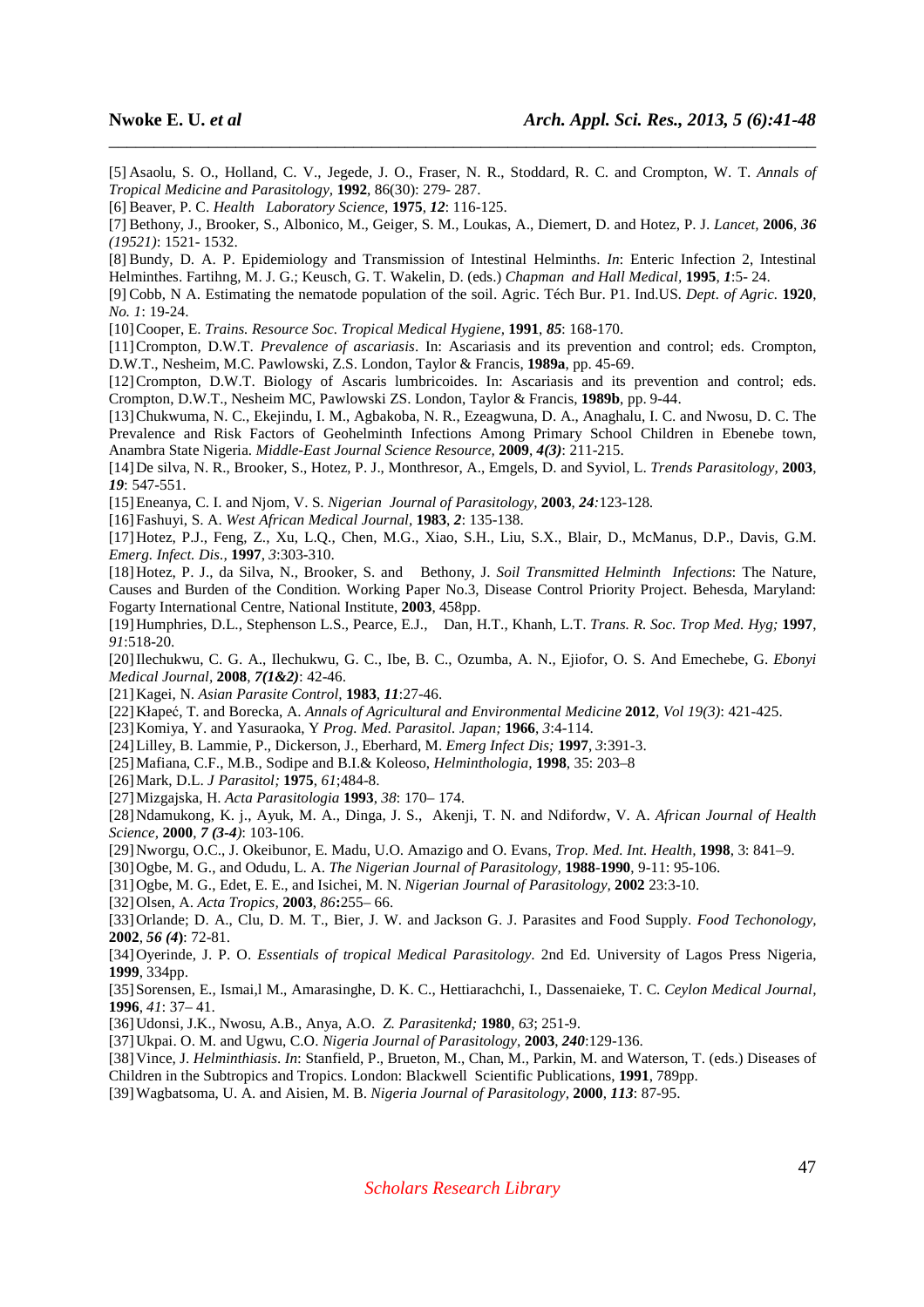[5] Asaolu, S. O., Holland, C. V., Jegede, J. O., Fraser, N. R., Stoddard, R. C. and Crompton, W. T. *Annals of Tropical Medicine and Parasitology*, **1992**, 86(30): 279- 287.

[6] Beaver, P. C. *Health Laboratory Science*, **1975**, ***12***: 116-125.

[7] Bethony, J., Brooker, S., Albonico, M., Geiger, S. M., Loukas, A., Diemert, D. and Hotez, P. J. *Lancet*, **2006**, ***36*** *(19521)*: 1521- 1532.

[8] Bundy, D. A. P. Epidemiology and Transmission of Intestinal Helminths. *In*: Enteric Infection 2, Intestinal Helminthes. Fartihng, M. J. G.; Keusch, G. T. Wakelin, D. (eds.) *Chapman and Hall Medical*, **1995**, ***1***:5- 24.

[9] Cobb, N A. Estimating the nematode population of the soil. Agric. Téch Bur. P1. Ind.US. *Dept. of Agric.* **1920**, *No. 1*: 19-24.

[10] Cooper, E. *Trains. Resource Soc. Tropical Medical Hygiene*, **1991**, ***85***: 168-170.

[11] Crompton, D.W.T. *Prevalence of ascariasis*. In: Ascariasis and its prevention and control; eds. Crompton, D.W.T., Nesheim, M.C. Pawlowski, Z.S. London, Taylor & Francis, **1989a**, pp. 45-69.

[12] Crompton, D.W.T. Biology of Ascaris lumbricoides. In: Ascariasis and its prevention and control; eds. Crompton, D.W.T., Nesheim MC, Pawlowski ZS. London, Taylor & Francis, **1989b**, pp. 9-44.

[13] Chukwuma, N. C., Ekejindu, I. M., Agbakoba, N. R., Ezeagwuna, D. A., Anaghalu, I. C. and Nwosu, D. C. The Prevalence and Risk Factors of Geohelminth Infections Among Primary School Children in Ebenebe town, Anambra State Nigeria. *Middle-East Journal Science Resource*, **2009**, ***4(3)***: 211-215.

[14] De silva, N. R., Brooker, S., Hotez, P. J., Monthresor, A., Emgels, D. and Syviol, L. *Trends Parasitology*, **2003**, ***19***: 547-551.

[15] Eneanya, C. I. and Njom, V. S. *Nigerian Journal of Parasitology*, **2003**, *24:*123-128.

[16] Fashuyi, S. A. *West African Medical Journal*, **1983**, ***2***: 135-138.

[17] Hotez, P.J., Feng, Z., Xu, L.Q., Chen, M.G., Xiao, S.H., Liu, S.X., Blair, D., McManus, D.P., Davis, G.M. *Emerg. Infect. Dis.*, **1997**, *3*:303-310.

[18] Hotez, P. J., da Silva, N., Brooker, S. and Bethony, J. *Soil Transmitted Helminth Infections*: The Nature, Causes and Burden of the Condition. Working Paper No.3, Disease Control Priority Project. Behesda, Maryland: Fogarty International Centre, National Institute, **2003**, 458pp.

[19] Humphries, D.L., Stephenson L.S., Pearce, E.J., Dan, H.T., Khanh, L.T. *Trans. R. Soc. Trop Med. Hyg;* **1997**, *91*:518-20.

[20] Ilechukwu, C. G. A., Ilechukwu, G. C., Ibe, B. C., Ozumba, A. N., Ejiofor, O. S. And Emechebe, G. *Ebonyi Medical Journal*, **2008**, ***7(1&2)***: 42-46.

[21] Kagei, N. *Asian Parasite Control*, **1983**, ***11***:27-46.

[22] Kłapeć, T. and Borecka, A. *Annals of Agricultural and Environmental Medicine* **2012**, *Vol 19(3)*: 421-425.

[23] Komiya, Y. and Yasuraoka, Y *Prog. Med. Parasitol. Japan;* **1966**, *3*:4-114.

[24] Lilley, B. Lammie, P., Dickerson, J., Eberhard, M. *Emerg Infect Dis;* **1997**, *3*:391-3.

[25] Mafiana, C.F., M.B., Sodipe and B.I.& Koleoso, *Helminthologia*, **1998**, 35: 203–8

[26] Mark, D.L. *J Parasitol;* **1975**, *61*;484-8.

[27] Mizgajska, H. *Acta Parasitologia* **1993**, *38*: 170– 174.

[28] Ndamukong, K. j., Ayuk, M. A., Dinga, J. S., Akenji, T. N. and Ndifordw, V. A. *African Journal of Health Science*, **2000**, ***7 (3-4)***: 103-106.

[29] Nworgu, O.C., J. Okeibunor, E. Madu, U.O. Amazigo and O. Evans, *Trop. Med. Int. Health*, **1998**, 3: 841–9.

[30] Ogbe, M. G., and Odudu, L. A. *The Nigerian Journal of Parasitology*, **1988-1990**, 9-11: 95-106.

[31] Ogbe, M. G., Edet, E. E., and Isichei, M. N. *Nigerian Journal of Parasitology*, **2002** 23:3-10.

[32] Olsen, A. *Acta Tropics*, **2003**, *86***:**255– 66.

[33] Orlande; D. A., Clu, D. M. T., Bier, J. W. and Jackson G. J. Parasites and Food Supply. *Food Techonology*, **2002**, ***56 (4)***: 72-81.

[34] Oyerinde, J. P. O. *Essentials of tropical Medical Parasitology*. 2nd Ed. University of Lagos Press Nigeria, **1999**, 334pp.

[35] Sorensen, E., Ismai,l M., Amarasinghe, D. K. C., Hettiarachchi, I., Dassenaieke, T. C. *Ceylon Medical Journal*, **1996**, *41*: 37– 41.

[36] Udonsi, J.K., Nwosu, A.B., Anya, A.O. *Z. Parasitenkd;* **1980**, *63*; 251-9.

[37] Ukpai. O. M. and Ugwu, C.O. *Nigeria Journal of Parasitology*, **2003**, ***240***:129-136.

[38] Vince, J. *Helminthiasis*. *In*: Stanfield, P., Brueton, M., Chan, M., Parkin, M. and Waterson, T. (eds.) Diseases of Children in the Subtropics and Tropics. London: Blackwell Scientific Publications, **1991**, 789pp.

[39] Wagbatsoma, U. A. and Aisien, M. B. *Nigeria Journal of Parasitology*, **2000**, ***113***: 87-95.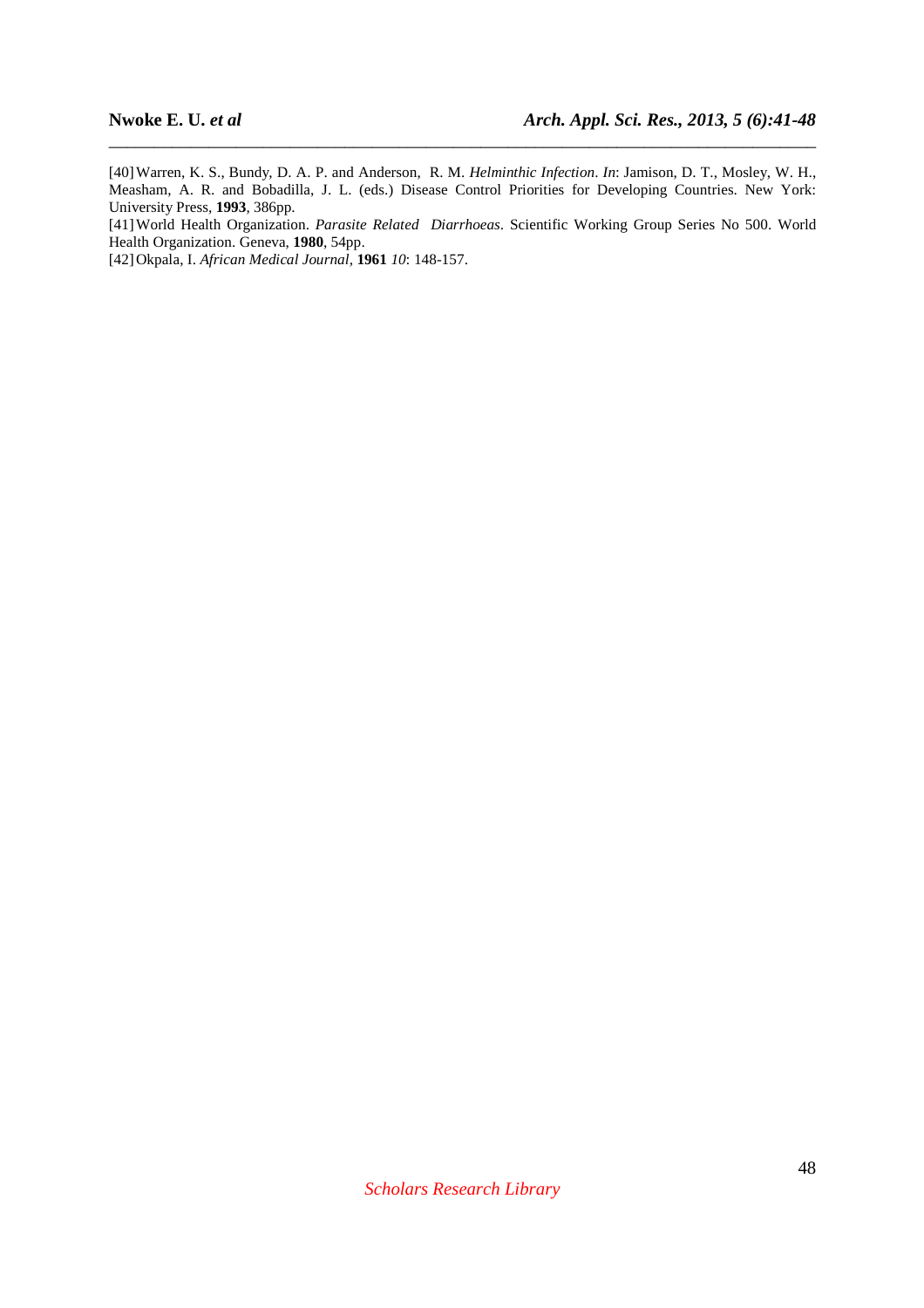[40] Warren, K. S., Bundy, D. A. P. and Anderson, R. M. *Helminthic Infection*. *In*: Jamison, D. T., Mosley, W. H., Measham, A. R. and Bobadilla, J. L. (eds.) Disease Control Priorities for Developing Countries. New York: University Press, **1993**, 386pp.

[41] World Health Organization. *Parasite Related Diarrhoeas*. Scientific Working Group Series No 500. World Health Organization. Geneva, **1980**, 54pp.

[42] Okpala, I. *African Medical Journal*, **1961** *10*: 148-157.